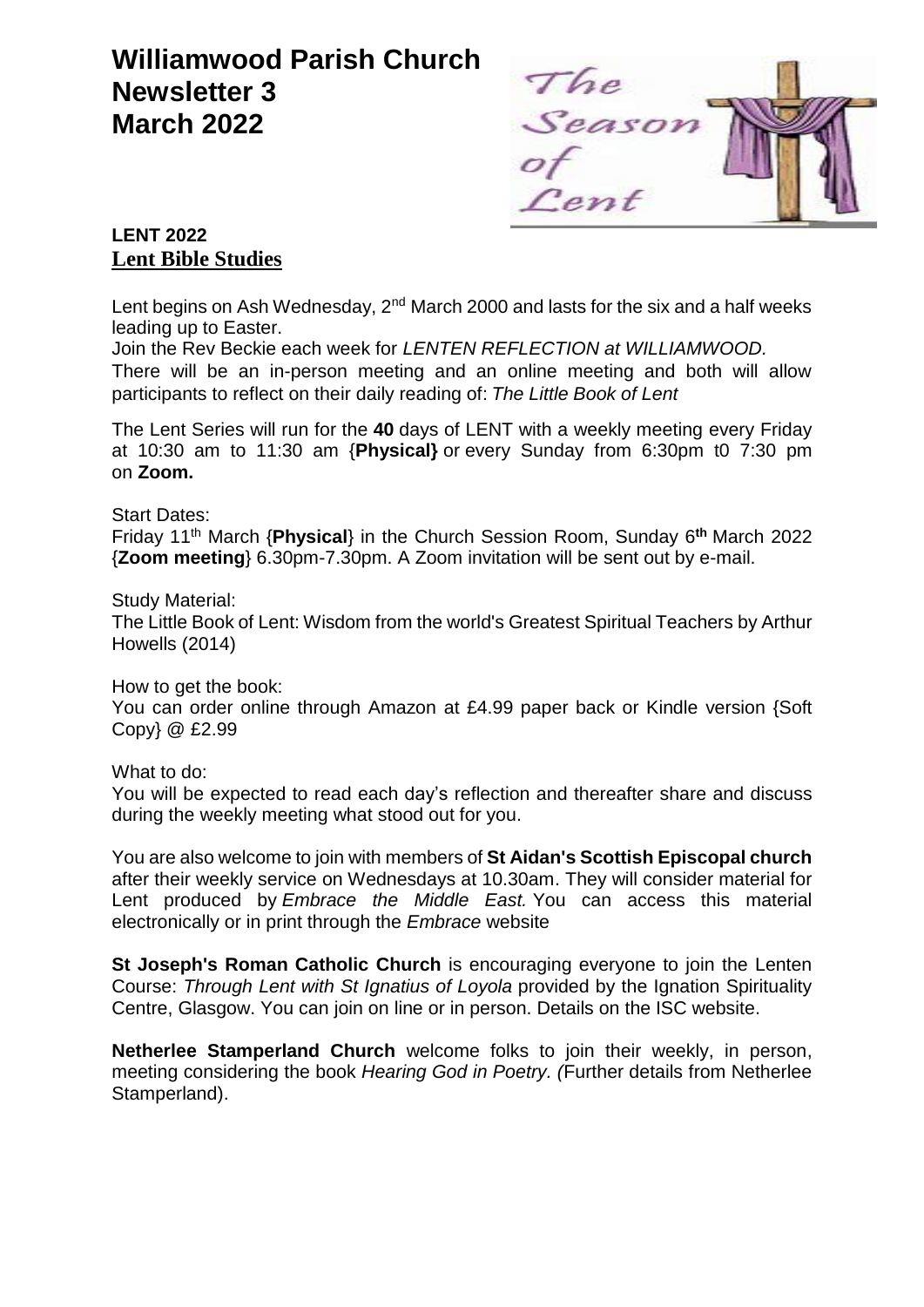# Williamwood Parish Church
# Newsletter 3
# March 2022

**LENT 2022**
**Lent Bible Studies**

Lent begins on Ash Wednesday, 2nd March 2000 and lasts for the six and a half weeks leading up to Easter.

Join the Rev Beckie each week for *LENTEN REFLECTION at WILLIAMWOOD.*

There will be an in-person meeting and an online meeting and both will allow participants to reflect on their daily reading of: *The Little Book of Lent*

The Lent Series will run for the **40** days of LENT with a weekly meeting every Friday at 10:30 am to 11:30 am {**Physical}** or every Sunday from 6:30pm t0 7:30 pm on **Zoom.**

Start Dates:
Friday 11th March {**Physical**} in the Church Session Room, Sunday 6**th** March 2022 {**Zoom meeting**} 6.30pm-7.30pm. A Zoom invitation will be sent out by e-mail.

Study Material:
The Little Book of Lent: Wisdom from the world's Greatest Spiritual Teachers by Arthur Howells (2014)

How to get the book:
You can order online through Amazon at £4.99 paper back or Kindle version {Soft Copy} @ £2.99

What to do:
You will be expected to read each day's reflection and thereafter share and discuss during the weekly meeting what stood out for you.

You are also welcome to join with members of **St Aidan's Scottish Episcopal church** after their weekly service on Wednesdays at 10.30am. They will consider material for Lent produced by *Embrace the Middle East.* You can access this material electronically or in print through the *Embrace* website

**St Joseph's Roman Catholic Church** is encouraging everyone to join the Lenten Course: *Through Lent with St Ignatius of Loyola* provided by the Ignation Spirituality Centre, Glasgow. You can join on line or in person. Details on the ISC website.

**Netherlee Stamperland Church** welcome folks to join their weekly, in person, meeting considering the book *Hearing God in Poetry. (*Further details from Netherlee Stamperland).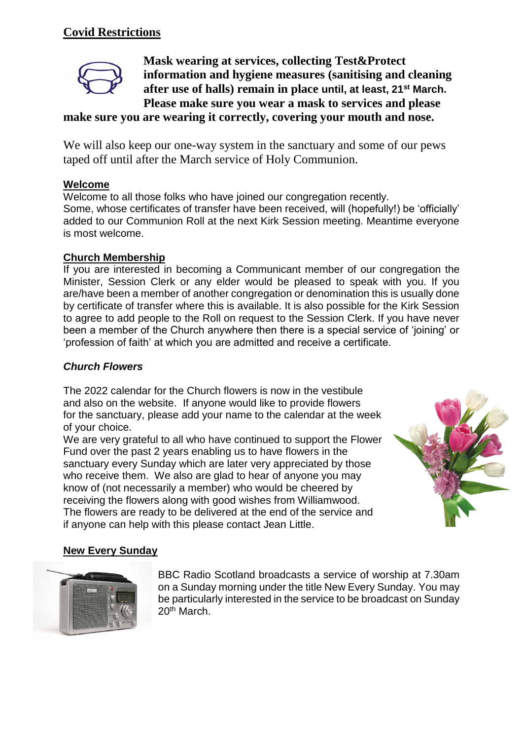## Covid Restrictions

**Mask wearing at services, collecting Test&Protect information and hygiene measures (sanitising and cleaning after use of halls) remain in place until, at least, 21st March. Please make sure you wear a mask to services and please make sure you are wearing it correctly, covering your mouth and nose.**

We will also keep our one-way system in the sanctuary and some of our pews taped off until after the March service of Holy Communion.

### Welcome

Welcome to all those folks who have joined our congregation recently. Some, whose certificates of transfer have been received, will (hopefully!) be 'officially' added to our Communion Roll at the next Kirk Session meeting. Meantime everyone is most welcome.

### Church Membership

If you are interested in becoming a Communicant member of our congregation the Minister, Session Clerk or any elder would be pleased to speak with you. If you are/have been a member of another congregation or denomination this is usually done by certificate of transfer where this is available. It is also possible for the Kirk Session to agree to add people to the Roll on request to the Session Clerk. If you have never been a member of the Church anywhere then there is a special service of 'joining' or 'profession of faith' at which you are admitted and receive a certificate.

### *Church Flowers*

The 2022 calendar for the Church flowers is now in the vestibule and also on the website. If anyone would like to provide flowers for the sanctuary, please add your name to the calendar at the week of your choice.

We are very grateful to all who have continued to support the Flower Fund over the past 2 years enabling us to have flowers in the sanctuary every Sunday which are later very appreciated by those who receive them. We also are glad to hear of anyone you may know of (not necessarily a member) who would be cheered by receiving the flowers along with good wishes from Williamwood. The flowers are ready to be delivered at the end of the service and if anyone can help with this please contact Jean Little.

### New Every Sunday

BBC Radio Scotland broadcasts a service of worship at 7.30am on a Sunday morning under the title New Every Sunday. You may be particularly interested in the service to be broadcast on Sunday 20th March.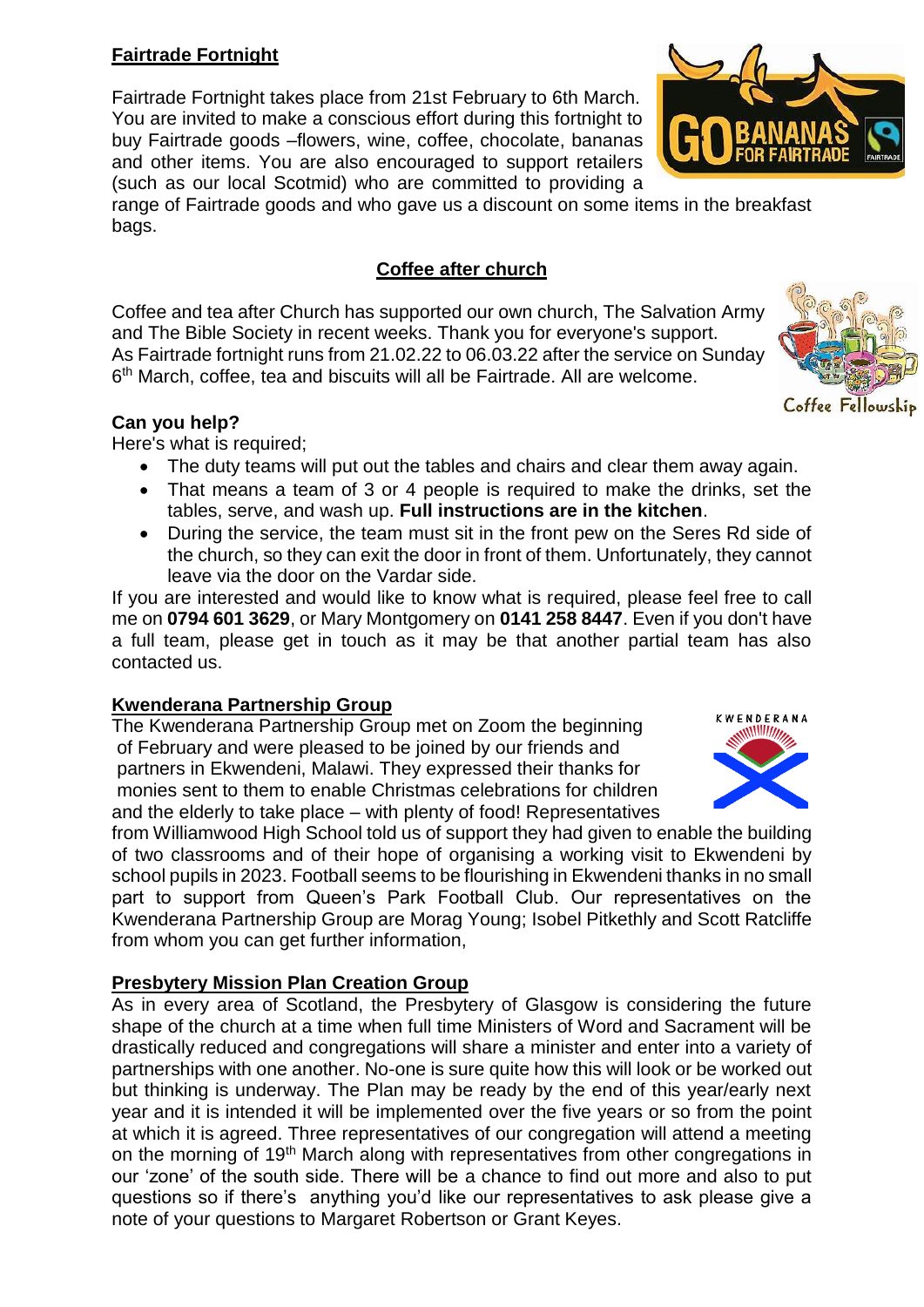## Fairtrade Fortnight

Fairtrade Fortnight takes place from 21st February to 6th March. You are invited to make a conscious effort during this fortnight to buy Fairtrade goods –flowers, wine, coffee, chocolate, bananas and other items. You are also encouraged to support retailers (such as our local Scotmid) who are committed to providing a range of Fairtrade goods and who gave us a discount on some items in the breakfast bags.

## Coffee after church

Coffee and tea after Church has supported our own church, The Salvation Army and The Bible Society in recent weeks. Thank you for everyone's support. As Fairtrade fortnight runs from 21.02.22 to 06.03.22 after the service on Sunday 6th March, coffee, tea and biscuits will all be Fairtrade. All are welcome.

**Can you help?**

Here's what is required;

- The duty teams will put out the tables and chairs and clear them away again.
- That means a team of 3 or 4 people is required to make the drinks, set the tables, serve, and wash up. **Full instructions are in the kitchen**.
- During the service, the team must sit in the front pew on the Seres Rd side of the church, so they can exit the door in front of them. Unfortunately, they cannot leave via the door on the Vardar side.

If you are interested and would like to know what is required, please feel free to call me on **0794 601 3629**, or Mary Montgomery on **0141 258 8447**. Even if you don't have a full team, please get in touch as it may be that another partial team has also contacted us.

## Kwenderana Partnership Group

The Kwenderana Partnership Group met on Zoom the beginning of February and were pleased to be joined by our friends and partners in Ekwendeni, Malawi. They expressed their thanks for monies sent to them to enable Christmas celebrations for children and the elderly to take place – with plenty of food! Representatives from Williamwood High School told us of support they had given to enable the building of two classrooms and of their hope of organising a working visit to Ekwendeni by school pupils in 2023. Football seems to be flourishing in Ekwendeni thanks in no small part to support from Queen's Park Football Club. Our representatives on the Kwenderana Partnership Group are Morag Young; Isobel Pitkethly and Scott Ratcliffe from whom you can get further information,

## Presbytery Mission Plan Creation Group

As in every area of Scotland, the Presbytery of Glasgow is considering the future shape of the church at a time when full time Ministers of Word and Sacrament will be drastically reduced and congregations will share a minister and enter into a variety of partnerships with one another. No-one is sure quite how this will look or be worked out but thinking is underway. The Plan may be ready by the end of this year/early next year and it is intended it will be implemented over the five years or so from the point at which it is agreed. Three representatives of our congregation will attend a meeting on the morning of 19th March along with representatives from other congregations in our 'zone' of the south side. There will be a chance to find out more and also to put questions so if there's anything you'd like our representatives to ask please give a note of your questions to Margaret Robertson or Grant Keyes.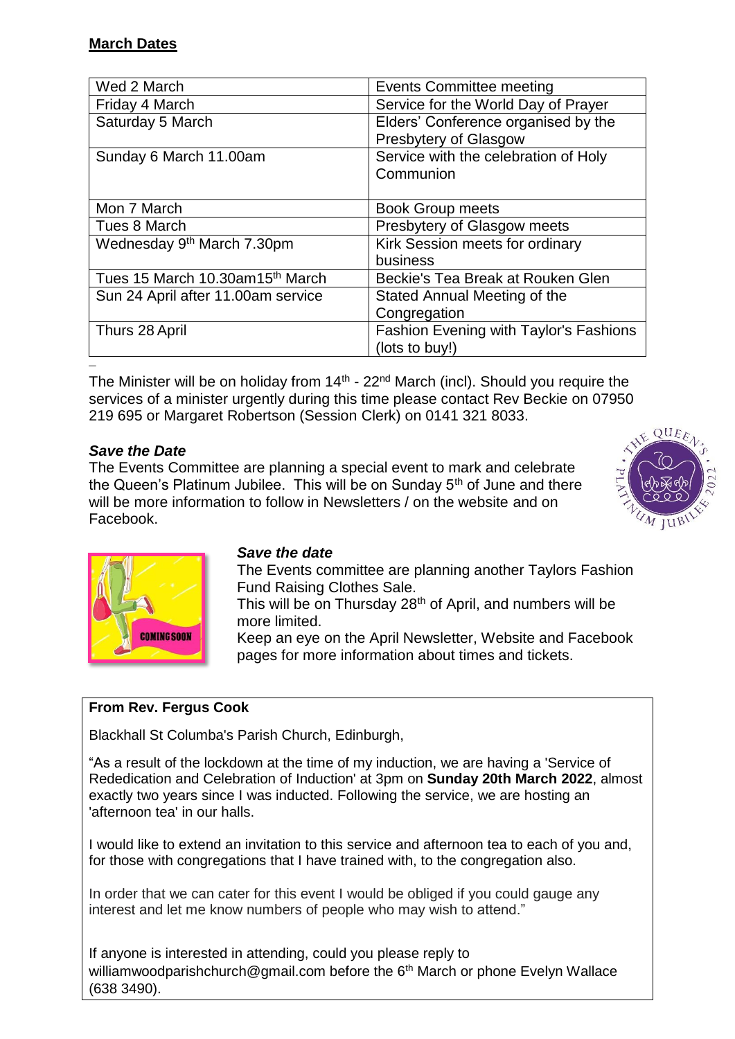**March Dates**

| Wed 2 March | Events Committee meeting |
|---|---|
| Friday 4 March | Service for the World Day of Prayer |
| Saturday 5 March | Elders' Conference organised by the Presbytery of Glasgow |
| Sunday 6 March 11.00am | Service with the celebration of Holy Communion |
| Mon 7 March | Book Group meets |
| Tues 8 March | Presbytery of Glasgow meets |
| Wednesday 9th March 7.30pm | Kirk Session meets for ordinary business |
| Tues 15 March 10.30am15th March | Beckie's Tea Break at Rouken Glen |
| Sun 24 April after 11.00am service | Stated Annual Meeting of the Congregation |
| Thurs 28 April | Fashion Evening with Taylor's Fashions (lots to buy!) |

The Minister will be on holiday from 14th - 22nd March (incl). Should you require the services of a minister urgently during this time please contact Rev Beckie on 07950 219 695 or Margaret Robertson (Session Clerk) on 0141 321 8033.

***Save the Date***

The Events Committee are planning a special event to mark and celebrate the Queen's Platinum Jubilee. This will be on Sunday 5th of June and there will be more information to follow in Newsletters / on the website and on Facebook.

***Save the date***

The Events committee are planning another Taylors Fashion Fund Raising Clothes Sale.

This will be on Thursday 28th of April, and numbers will be more limited.

Keep an eye on the April Newsletter, Website and Facebook pages for more information about times and tickets.

**From Rev. Fergus Cook**

Blackhall St Columba's Parish Church, Edinburgh,

"As a result of the lockdown at the time of my induction, we are having a 'Service of Rededication and Celebration of Induction' at 3pm on **Sunday 20th March 2022**, almost exactly two years since I was inducted. Following the service, we are hosting an 'afternoon tea' in our halls.

I would like to extend an invitation to this service and afternoon tea to each of you and, for those with congregations that I have trained with, to the congregation also.

In order that we can cater for this event I would be obliged if you could gauge any interest and let me know numbers of people who may wish to attend."

If anyone is interested in attending, could you please reply to williamwoodparishchurch@gmail.com before the 6th March or phone Evelyn Wallace (638 3490).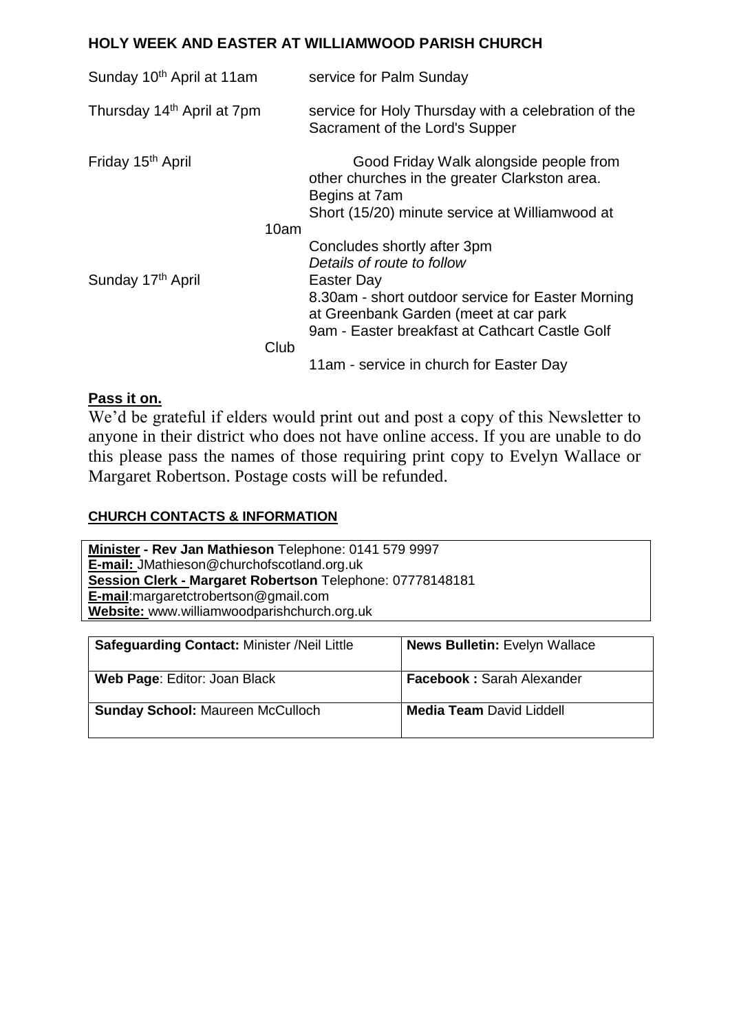**HOLY WEEK AND EASTER AT WILLIAMWOOD PARISH CHURCH**

| | |
|---|---|
| Sunday 10th April at 11am | service for Palm Sunday |
| Thursday 14th April at 7pm | service for Holy Thursday with a celebration of the Sacrament of the Lord's Supper |
| Friday 15th April | Good Friday Walk alongside people from other churches in the greater Clarkston area.<br>Begins at 7am<br>Short (15/20) minute service at Williamwood at 10am<br>Concludes shortly after 3pm<br>*Details of route to follow* |
| Sunday 17th April | Easter Day<br>8.30am - short outdoor service for Easter Morning at Greenbank Garden (meet at car park<br>9am - Easter breakfast at Cathcart Castle Golf Club<br>11am - service in church for Easter Day |

**Pass it on.**

We'd be grateful if elders would print out and post a copy of this Newsletter to anyone in their district who does not have online access. If you are unable to do this please pass the names of those requiring print copy to Evelyn Wallace or Margaret Robertson. Postage costs will be refunded.

**CHURCH CONTACTS & INFORMATION**

**Minister - Rev Jan Mathieson** Telephone: 0141 579 9997
**E-mail:** JMathieson@churchofscotland.org.uk
**Session Clerk - Margaret Robertson** Telephone: 07778148181
**E-mail**:margaretctrobertson@gmail.com
**Website:** www.williamwoodparishchurch.org.uk

| | |
|---|---|
| **Safeguarding Contact:** Minister /Neil Little | **News Bulletin:** Evelyn Wallace |
| **Web Page**: Editor: Joan Black | **Facebook :** Sarah Alexander |
| **Sunday School:** Maureen McCulloch | **Media Team** David Liddell |